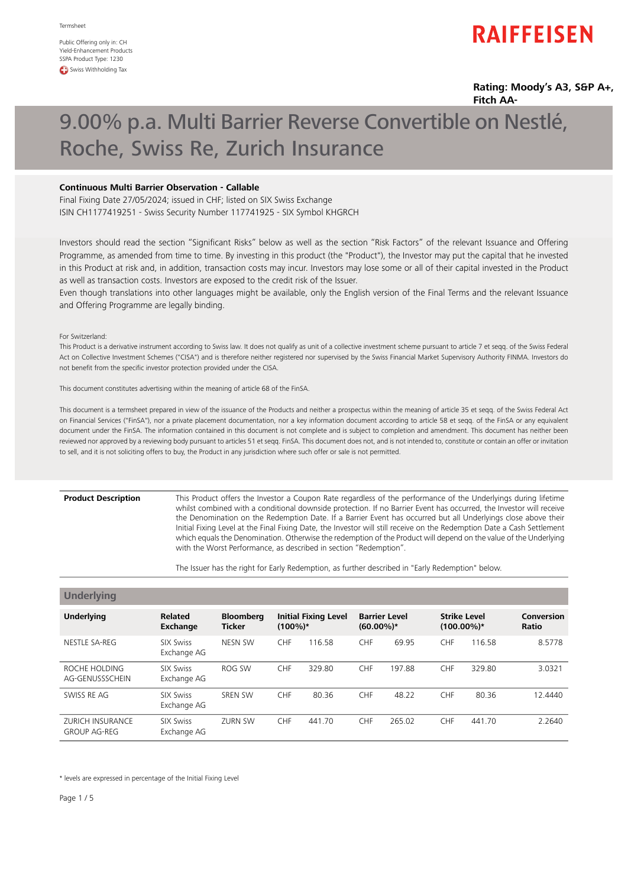Termsheet

Public Offering only in: CH
Yield-Enhancement Products
SSPA Product Type: 1230
Swiss Withholding Tax

RAIFFEISEN

**Rating: Moody's A3, S&P A+, Fitch AA-**

# 9.00% p.a. Multi Barrier Reverse Convertible on Nestlé, Roche, Swiss Re, Zurich Insurance

**Continuous Multi Barrier Observation - Callable**
Final Fixing Date 27/05/2024; issued in CHF; listed on SIX Swiss Exchange
ISIN CH1177419251 - Swiss Security Number 117741925 - SIX Symbol KHGRCH

Investors should read the section "Significant Risks" below as well as the section "Risk Factors" of the relevant Issuance and Offering Programme, as amended from time to time. By investing in this product (the "Product"), the Investor may put the capital that he invested in this Product at risk and, in addition, transaction costs may incur. Investors may lose some or all of their capital invested in the Product as well as transaction costs. Investors are exposed to the credit risk of the Issuer.
Even though translations into other languages might be available, only the English version of the Final Terms and the relevant Issuance and Offering Programme are legally binding.

For Switzerland:
This Product is a derivative instrument according to Swiss law. It does not qualify as unit of a collective investment scheme pursuant to article 7 et seqq. of the Swiss Federal Act on Collective Investment Schemes ("CISA") and is therefore neither registered nor supervised by the Swiss Financial Market Supervisory Authority FINMA. Investors do not benefit from the specific investor protection provided under the CISA.

This document constitutes advertising within the meaning of article 68 of the FinSA.

This document is a termsheet prepared in view of the issuance of the Products and neither a prospectus within the meaning of article 35 et seqq. of the Swiss Federal Act on Financial Services ("FinSA"), nor a private placement documentation, nor a key information document according to article 58 et seqq. of the FinSA or any equivalent document under the FinSA. The information contained in this document is not complete and is subject to completion and amendment. This document has neither been reviewed nor approved by a reviewing body pursuant to articles 51 et seqq. FinSA. This document does not, and is not intended to, constitute or contain an offer or invitation to sell, and it is not soliciting offers to buy, the Product in any jurisdiction where such offer or sale is not permitted.

| | |
|---|---|
| **Product Description** | This Product offers the Investor a Coupon Rate regardless of the performance of the Underlyings during lifetime whilst combined with a conditional downside protection. If no Barrier Event has occurred, the Investor will receive the Denomination on the Redemption Date. If a Barrier Event has occurred but all Underlyings close above their Initial Fixing Level at the Final Fixing Date, the Investor will still receive on the Redemption Date a Cash Settlement which equals the Denomination. Otherwise the redemption of the Product will depend on the value of the Underlying with the Worst Performance, as described in section "Redemption".<br><br>The Issuer has the right for Early Redemption, as further described in "Early Redemption" below. |

## Underlying

| Underlying | Related Exchange | Bloomberg Ticker | Initial Fixing Level (100%)* | Barrier Level (60.00%)* | Strike Level (100.00%)* | Conversion Ratio |
|---|---|---|---|---|---|---|
| NESTLE SA-REG | SIX Swiss Exchange AG | NESN SW | CHF 116.58 | CHF 69.95 | CHF 116.58 | 8.5778 |
| ROCHE HOLDING AG-GENUSSSCHEIN | SIX Swiss Exchange AG | ROG SW | CHF 329.80 | CHF 197.88 | CHF 329.80 | 3.0321 |
| SWISS RE AG | SIX Swiss Exchange AG | SREN SW | CHF 80.36 | CHF 48.22 | CHF 80.36 | 12.4440 |
| ZURICH INSURANCE GROUP AG-REG | SIX Swiss Exchange AG | ZURN SW | CHF 441.70 | CHF 265.02 | CHF 441.70 | 2.2640 |

\* levels are expressed in percentage of the Initial Fixing Level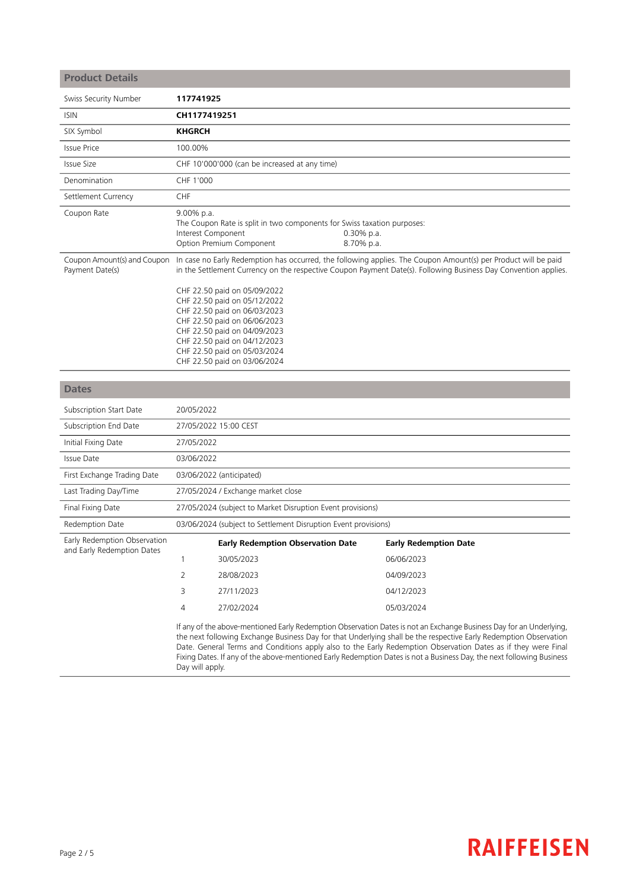## Product Details

| | |
|---|---|
| Swiss Security Number | **117741925** |
| ISIN | **CH1177419251** |
| SIX Symbol | **KHGRCH** |
| Issue Price | 100.00% |
| Issue Size | CHF 10'000'000 (can be increased at any time) |
| Denomination | CHF 1'000 |
| Settlement Currency | CHF |
| Coupon Rate | 9.00% p.a.<br>The Coupon Rate is split in two components for Swiss taxation purposes:<br>Interest Component 0.30% p.a.<br>Option Premium Component 8.70% p.a. |
| Coupon Amount(s) and Coupon Payment Date(s) | In case no Early Redemption has occurred, the following applies. The Coupon Amount(s) per Product will be paid in the Settlement Currency on the respective Coupon Payment Date(s). Following Business Day Convention applies.<br><br>CHF 22.50 paid on 05/09/2022<br>CHF 22.50 paid on 05/12/2022<br>CHF 22.50 paid on 06/03/2023<br>CHF 22.50 paid on 06/06/2023<br>CHF 22.50 paid on 04/09/2023<br>CHF 22.50 paid on 04/12/2023<br>CHF 22.50 paid on 05/03/2024<br>CHF 22.50 paid on 03/06/2024 |

## Dates

| | |
|---|---|
| Subscription Start Date | 20/05/2022 |
| Subscription End Date | 27/05/2022 15:00 CEST |
| Initial Fixing Date | 27/05/2022 |
| Issue Date | 03/06/2022 |
| First Exchange Trading Date | 03/06/2022 (anticipated) |
| Last Trading Day/Time | 27/05/2024 / Exchange market close |
| Final Fixing Date | 27/05/2024 (subject to Market Disruption Event provisions) |
| Redemption Date | 03/06/2024 (subject to Settlement Disruption Event provisions) |

Early Redemption Observation and Early Redemption Dates

| | **Early Redemption Observation Date** | **Early Redemption Date** |
|---|---|---|
| 1 | 30/05/2023 | 06/06/2023 |
| 2 | 28/08/2023 | 04/09/2023 |
| 3 | 27/11/2023 | 04/12/2023 |
| 4 | 27/02/2024 | 05/03/2024 |

If any of the above-mentioned Early Redemption Observation Dates is not an Exchange Business Day for an Underlying, the next following Exchange Business Day for that Underlying shall be the respective Early Redemption Observation Date. General Terms and Conditions apply also to the Early Redemption Observation Dates as if they were Final Fixing Dates. If any of the above-mentioned Early Redemption Dates is not a Business Day, the next following Business Day will apply.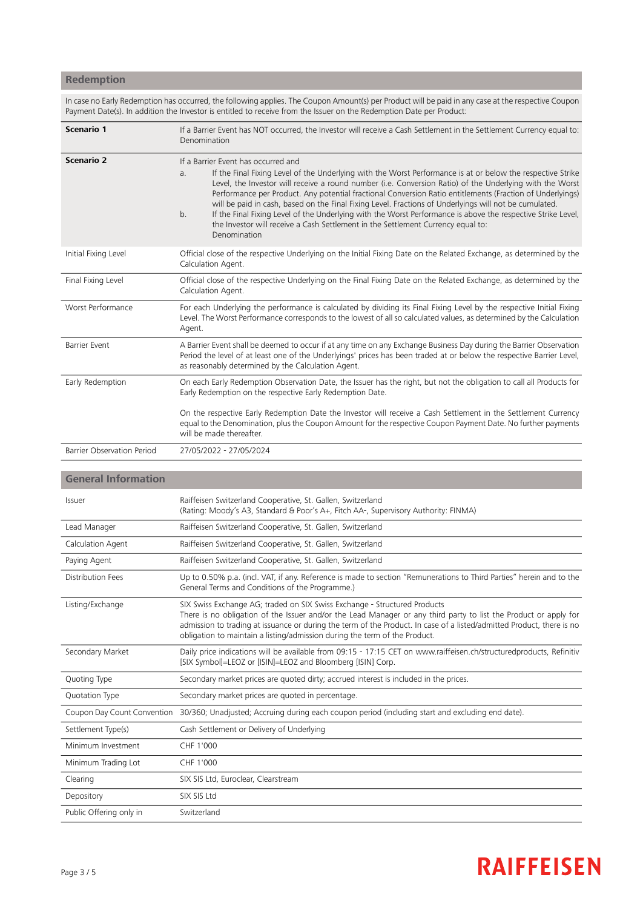## Redemption

In case no Early Redemption has occurred, the following applies. The Coupon Amount(s) per Product will be paid in any case at the respective Coupon Payment Date(s). In addition the Investor is entitled to receive from the Issuer on the Redemption Date per Product:

| | |
|---|---|
| **Scenario 1** | If a Barrier Event has NOT occurred, the Investor will receive a Cash Settlement in the Settlement Currency equal to: Denomination |
| **Scenario 2** | If a Barrier Event has occurred and<br>a. If the Final Fixing Level of the Underlying with the Worst Performance is at or below the respective Strike Level, the Investor will receive a round number (i.e. Conversion Ratio) of the Underlying with the Worst Performance per Product. Any potential fractional Conversion Ratio entitlements (Fraction of Underlyings) will be paid in cash, based on the Final Fixing Level. Fractions of Underlyings will not be cumulated.<br>b. If the Final Fixing Level of the Underlying with the Worst Performance is above the respective Strike Level, the Investor will receive a Cash Settlement in the Settlement Currency equal to: Denomination |
| Initial Fixing Level | Official close of the respective Underlying on the Initial Fixing Date on the Related Exchange, as determined by the Calculation Agent. |
| Final Fixing Level | Official close of the respective Underlying on the Final Fixing Date on the Related Exchange, as determined by the Calculation Agent. |
| Worst Performance | For each Underlying the performance is calculated by dividing its Final Fixing Level by the respective Initial Fixing Level. The Worst Performance corresponds to the lowest of all so calculated values, as determined by the Calculation Agent. |
| Barrier Event | A Barrier Event shall be deemed to occur if at any time on any Exchange Business Day during the Barrier Observation Period the level of at least one of the Underlyings' prices has been traded at or below the respective Barrier Level, as reasonably determined by the Calculation Agent. |
| Early Redemption | On each Early Redemption Observation Date, the Issuer has the right, but not the obligation to call all Products for Early Redemption on the respective Early Redemption Date.<br><br>On the respective Early Redemption Date the Investor will receive a Cash Settlement in the Settlement Currency equal to the Denomination, plus the Coupon Amount for the respective Coupon Payment Date. No further payments will be made thereafter. |
| Barrier Observation Period | 27/05/2022 - 27/05/2024 |

## General Information

| | |
|---|---|
| Issuer | Raiffeisen Switzerland Cooperative, St. Gallen, Switzerland<br>(Rating: Moody's A3, Standard & Poor's A+, Fitch AA-, Supervisory Authority: FINMA) |
| Lead Manager | Raiffeisen Switzerland Cooperative, St. Gallen, Switzerland |
| Calculation Agent | Raiffeisen Switzerland Cooperative, St. Gallen, Switzerland |
| Paying Agent | Raiffeisen Switzerland Cooperative, St. Gallen, Switzerland |
| Distribution Fees | Up to 0.50% p.a. (incl. VAT, if any. Reference is made to section "Remunerations to Third Parties" herein and to the General Terms and Conditions of the Programme.) |
| Listing/Exchange | SIX Swiss Exchange AG; traded on SIX Swiss Exchange - Structured Products<br>There is no obligation of the Issuer and/or the Lead Manager or any third party to list the Product or apply for admission to trading at issuance or during the term of the Product. In case of a listed/admitted Product, there is no obligation to maintain a listing/admission during the term of the Product. |
| Secondary Market | Daily price indications will be available from 09:15 - 17:15 CET on www.raiffeisen.ch/structuredproducts, Refinitiv [SIX Symbol]=LEOZ or [ISIN]=LEOZ and Bloomberg [ISIN] Corp. |
| Quoting Type | Secondary market prices are quoted dirty; accrued interest is included in the prices. |
| Quotation Type | Secondary market prices are quoted in percentage. |
| Coupon Day Count Convention | 30/360; Unadjusted; Accruing during each coupon period (including start and excluding end date). |
| Settlement Type(s) | Cash Settlement or Delivery of Underlying |
| Minimum Investment | CHF 1'000 |
| Minimum Trading Lot | CHF 1'000 |
| Clearing | SIX SIS Ltd, Euroclear, Clearstream |
| Depository | SIX SIS Ltd |
| Public Offering only in | Switzerland |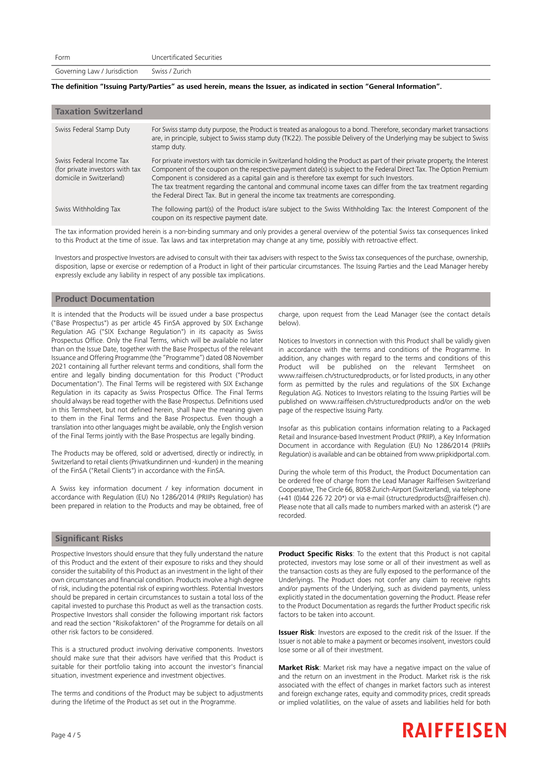| | |
|---|---|
| Form | Uncertificated Securities |
| Governing Law / Jurisdiction | Swiss / Zurich |

**The definition "Issuing Party/Parties" as used herein, means the Issuer, as indicated in section "General Information".**

## Taxation Switzerland

| | |
|---|---|
| Swiss Federal Stamp Duty | For Swiss stamp duty purpose, the Product is treated as analogous to a bond. Therefore, secondary market transactions are, in principle, subject to Swiss stamp duty (TK22). The possible Delivery of the Underlying may be subject to Swiss stamp duty. |
| Swiss Federal Income Tax (for private investors with tax domicile in Switzerland) | For private investors with tax domicile in Switzerland holding the Product as part of their private property, the Interest Component of the coupon on the respective payment date(s) is subject to the Federal Direct Tax. The Option Premium Component is considered as a capital gain and is therefore tax exempt for such Investors. The tax treatment regarding the cantonal and communal income taxes can differ from the tax treatment regarding the Federal Direct Tax. But in general the income tax treatments are corresponding. |
| Swiss Withholding Tax | The following part(s) of the Product is/are subject to the Swiss Withholding Tax: the Interest Component of the coupon on its respective payment date. |

The tax information provided herein is a non-binding summary and only provides a general overview of the potential Swiss tax consequences linked to this Product at the time of issue. Tax laws and tax interpretation may change at any time, possibly with retroactive effect.

Investors and prospective Investors are advised to consult with their tax advisers with respect to the Swiss tax consequences of the purchase, ownership, disposition, lapse or exercise or redemption of a Product in light of their particular circumstances. The Issuing Parties and the Lead Manager hereby expressly exclude any liability in respect of any possible tax implications.

## Product Documentation

It is intended that the Products will be issued under a base prospectus ("Base Prospectus") as per article 45 FinSA approved by SIX Exchange Regulation AG ("SIX Exchange Regulation") in its capacity as Swiss Prospectus Office. Only the Final Terms, which will be available no later than on the Issue Date, together with the Base Prospectus of the relevant Issuance and Offering Programme (the "Programme") dated 08 November 2021 containing all further relevant terms and conditions, shall form the entire and legally binding documentation for this Product ("Product Documentation"). The Final Terms will be registered with SIX Exchange Regulation in its capacity as Swiss Prospectus Office. The Final Terms should always be read together with the Base Prospectus. Definitions used in this Termsheet, but not defined herein, shall have the meaning given to them in the Final Terms and the Base Prospectus. Even though a translation into other languages might be available, only the English version of the Final Terms jointly with the Base Prospectus are legally binding.

The Products may be offered, sold or advertised, directly or indirectly, in Switzerland to retail clients (Privatkundinnen und -kunden) in the meaning of the FinSA ("Retail Clients") in accordance with the FinSA.

A Swiss key information document / key information document in accordance with Regulation (EU) No 1286/2014 (PRIIPs Regulation) has been prepared in relation to the Products and may be obtained, free of charge, upon request from the Lead Manager (see the contact details below).

Notices to Investors in connection with this Product shall be validly given in accordance with the terms and conditions of the Programme. In addition, any changes with regard to the terms and conditions of this Product will be published on the relevant Termsheet on www.raiffeisen.ch/structuredproducts, or for listed products, in any other form as permitted by the rules and regulations of the SIX Exchange Regulation AG. Notices to Investors relating to the Issuing Parties will be published on www.raiffeisen.ch/structuredproducts and/or on the web page of the respective Issuing Party.

Insofar as this publication contains information relating to a Packaged Retail and Insurance-based Investment Product (PRIIP), a Key Information Document in accordance with Regulation (EU) No 1286/2014 (PRIIPs Regulation) is available and can be obtained from www.priipkidportal.com.

During the whole term of this Product, the Product Documentation can be ordered free of charge from the Lead Manager Raiffeisen Switzerland Cooperative, The Circle 66, 8058 Zurich-Airport (Switzerland), via telephone (+41 (0)44 226 72 20*) or via e-mail (structuredproducts@raiffeisen.ch). Please note that all calls made to numbers marked with an asterisk (*) are recorded.

## Significant Risks

Prospective Investors should ensure that they fully understand the nature of this Product and the extent of their exposure to risks and they should consider the suitability of this Product as an investment in the light of their own circumstances and financial condition. Products involve a high degree of risk, including the potential risk of expiring worthless. Potential Investors should be prepared in certain circumstances to sustain a total loss of the capital invested to purchase this Product as well as the transaction costs. Prospective Investors shall consider the following important risk factors and read the section "Risikofaktoren" of the Programme for details on all other risk factors to be considered.

This is a structured product involving derivative components. Investors should make sure that their advisors have verified that this Product is suitable for their portfolio taking into account the investor's financial situation, investment experience and investment objectives.

The terms and conditions of the Product may be subject to adjustments during the lifetime of the Product as set out in the Programme.

**Product Specific Risks**: To the extent that this Product is not capital protected, investors may lose some or all of their investment as well as the transaction costs as they are fully exposed to the performance of the Underlyings. The Product does not confer any claim to receive rights and/or payments of the Underlying, such as dividend payments, unless explicitly stated in the documentation governing the Product. Please refer to the Product Documentation as regards the further Product specific risk factors to be taken into account.

**Issuer Risk**: Investors are exposed to the credit risk of the Issuer. If the Issuer is not able to make a payment or becomes insolvent, investors could lose some or all of their investment.

**Market Risk**: Market risk may have a negative impact on the value of and the return on an investment in the Product. Market risk is the risk associated with the effect of changes in market factors such as interest and foreign exchange rates, equity and commodity prices, credit spreads or implied volatilities, on the value of assets and liabilities held for both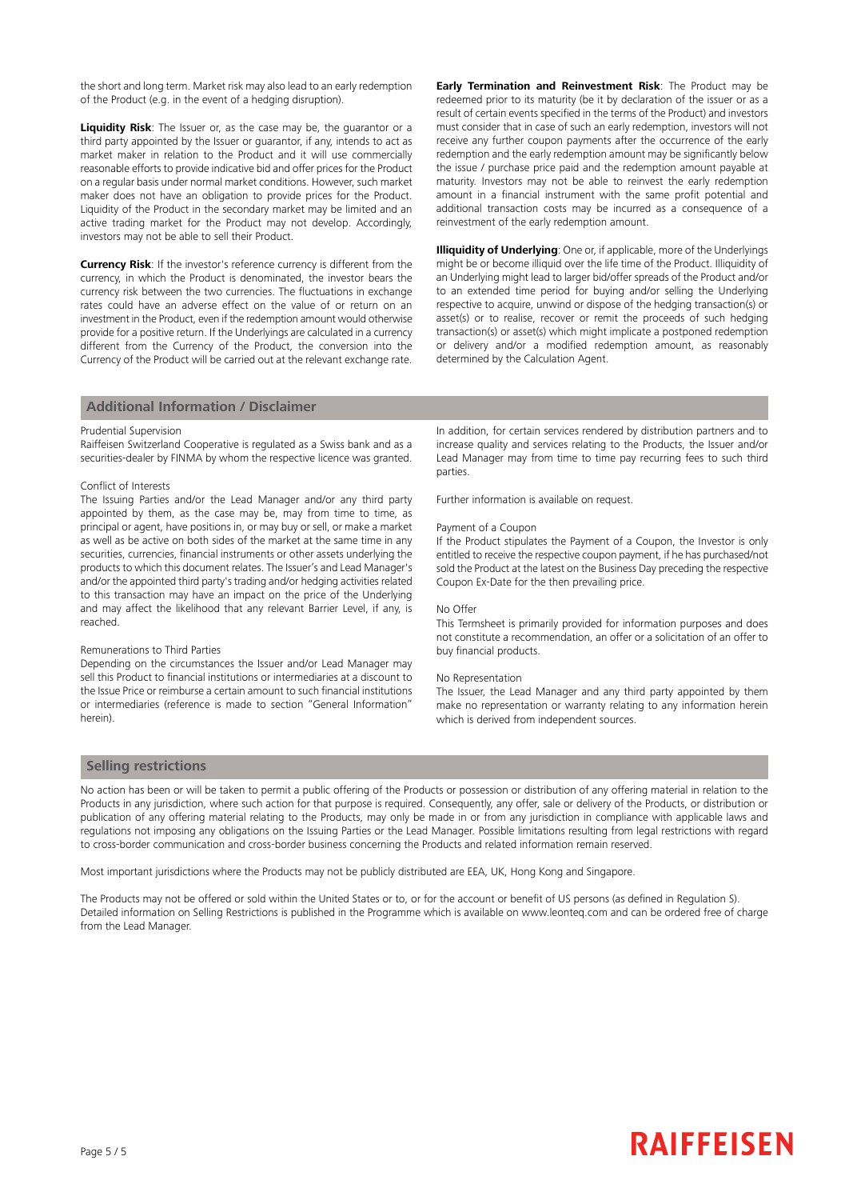the short and long term. Market risk may also lead to an early redemption of the Product (e.g. in the event of a hedging disruption).

**Liquidity Risk**: The Issuer or, as the case may be, the guarantor or a third party appointed by the Issuer or guarantor, if any, intends to act as market maker in relation to the Product and it will use commercially reasonable efforts to provide indicative bid and offer prices for the Product on a regular basis under normal market conditions. However, such market maker does not have an obligation to provide prices for the Product. Liquidity of the Product in the secondary market may be limited and an active trading market for the Product may not develop. Accordingly, investors may not be able to sell their Product.

**Currency Risk**: If the investor's reference currency is different from the currency, in which the Product is denominated, the investor bears the currency risk between the two currencies. The fluctuations in exchange rates could have an adverse effect on the value of or return on an investment in the Product, even if the redemption amount would otherwise provide for a positive return. If the Underlyings are calculated in a currency different from the Currency of the Product, the conversion into the Currency of the Product will be carried out at the relevant exchange rate.

**Early Termination and Reinvestment Risk**: The Product may be redeemed prior to its maturity (be it by declaration of the issuer or as a result of certain events specified in the terms of the Product) and investors must consider that in case of such an early redemption, investors will not receive any further coupon payments after the occurrence of the early redemption and the early redemption amount may be significantly below the issue / purchase price paid and the redemption amount payable at maturity. Investors may not be able to reinvest the early redemption amount in a financial instrument with the same profit potential and additional transaction costs may be incurred as a consequence of a reinvestment of the early redemption amount.

**Illiquidity of Underlying**: One or, if applicable, more of the Underlyings might be or become illiquid over the life time of the Product. Illiquidity of an Underlying might lead to larger bid/offer spreads of the Product and/or to an extended time period for buying and/or selling the Underlying respective to acquire, unwind or dispose of the hedging transaction(s) or asset(s) or to realise, recover or remit the proceeds of such hedging transaction(s) or asset(s) which might implicate a postponed redemption or delivery and/or a modified redemption amount, as reasonably determined by the Calculation Agent.

## Additional Information / Disclaimer

Prudential Supervision
Raiffeisen Switzerland Cooperative is regulated as a Swiss bank and as a securities-dealer by FINMA by whom the respective licence was granted.

Conflict of Interests
The Issuing Parties and/or the Lead Manager and/or any third party appointed by them, as the case may be, may from time to time, as principal or agent, have positions in, or may buy or sell, or make a market as well as be active on both sides of the market at the same time in any securities, currencies, financial instruments or other assets underlying the products to which this document relates. The Issuer's and Lead Manager's and/or the appointed third party's trading and/or hedging activities related to this transaction may have an impact on the price of the Underlying and may affect the likelihood that any relevant Barrier Level, if any, is reached.

Remunerations to Third Parties
Depending on the circumstances the Issuer and/or Lead Manager may sell this Product to financial institutions or intermediaries at a discount to the Issue Price or reimburse a certain amount to such financial institutions or intermediaries (reference is made to section "General Information" herein).

In addition, for certain services rendered by distribution partners and to increase quality and services relating to the Products, the Issuer and/or Lead Manager may from time to time pay recurring fees to such third parties.

Further information is available on request.

Payment of a Coupon
If the Product stipulates the Payment of a Coupon, the Investor is only entitled to receive the respective coupon payment, if he has purchased/not sold the Product at the latest on the Business Day preceding the respective Coupon Ex-Date for the then prevailing price.

No Offer
This Termsheet is primarily provided for information purposes and does not constitute a recommendation, an offer or a solicitation of an offer to buy financial products.

No Representation
The Issuer, the Lead Manager and any third party appointed by them make no representation or warranty relating to any information herein which is derived from independent sources.

## Selling restrictions

No action has been or will be taken to permit a public offering of the Products or possession or distribution of any offering material in relation to the Products in any jurisdiction, where such action for that purpose is required. Consequently, any offer, sale or delivery of the Products, or distribution or publication of any offering material relating to the Products, may only be made in or from any jurisdiction in compliance with applicable laws and regulations not imposing any obligations on the Issuing Parties or the Lead Manager. Possible limitations resulting from legal restrictions with regard to cross-border communication and cross-border business concerning the Products and related information remain reserved.

Most important jurisdictions where the Products may not be publicly distributed are EEA, UK, Hong Kong and Singapore.

The Products may not be offered or sold within the United States or to, or for the account or benefit of US persons (as defined in Regulation S).
Detailed information on Selling Restrictions is published in the Programme which is available on www.leonteq.com and can be ordered free of charge from the Lead Manager.